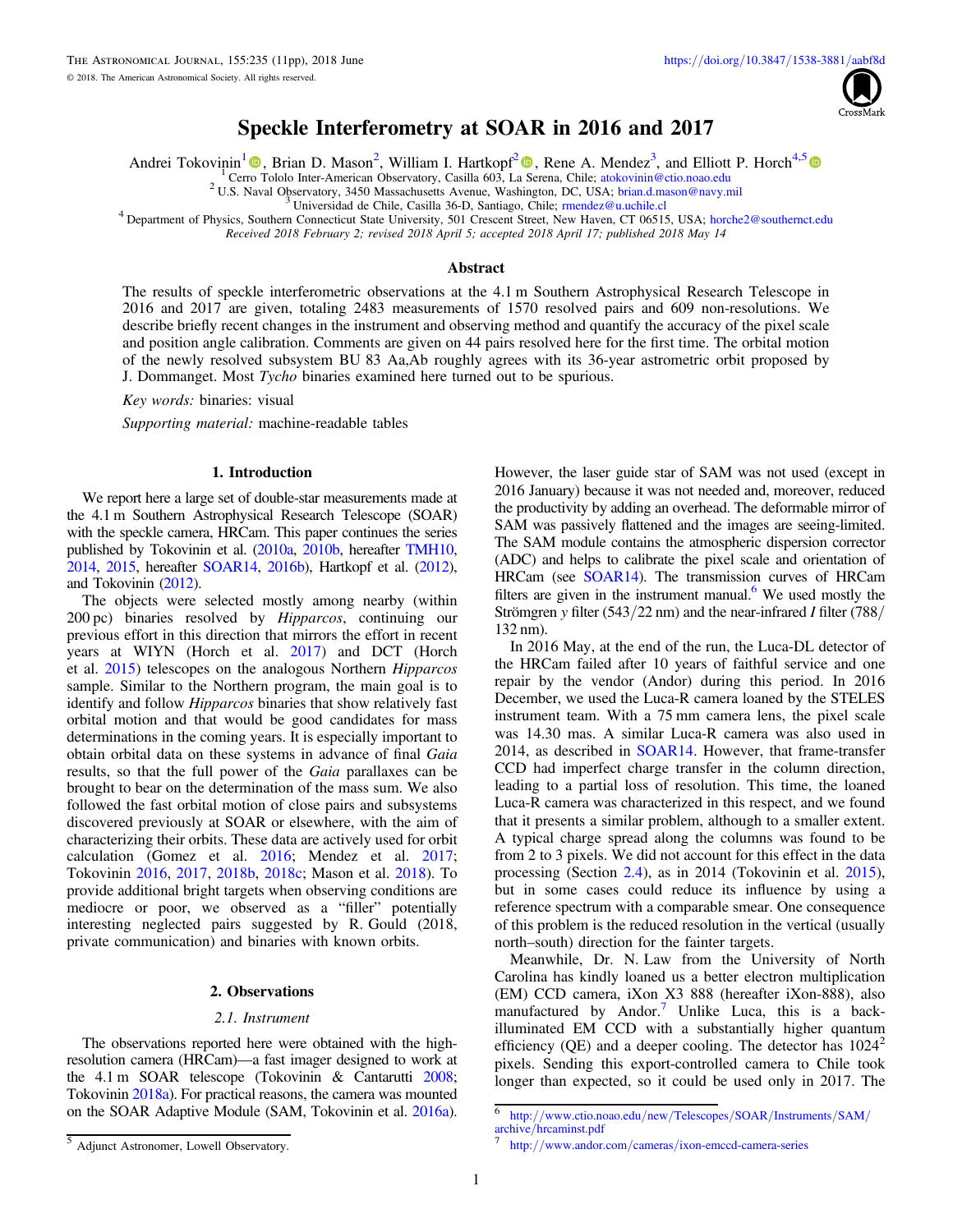# Speckle Interferometry at SOAR in 2016 and 2017

Andrei Tokovinin[1], Brian D. Mason[2], William I. Hartkopf[2], Rene A. Mendez[3], and Elliott P. Horch[4,5]

[1] Cerro Tololo Inter-American Observatory, Casilla 603, La Serena, Chile; atokovinin@ctio.noao.edu

[2] U.S. Naval Observatory, 3450 Massachusetts Avenue, Washington, DC, USA; brian.d.mason@navy.mil

[3] Universidad de Chile, Casilla 36-D, Santiago, Chile; rmendez@u.uchile.cl

[4] Department of Physics, Southern Connecticut State University, 501 Crescent Street, New Haven, CT 06515, USA; horche2@southernct.edu

*Received 2018 February 2; revised 2018 April 5; accepted 2018 April 17; published 2018 May 14*

## Abstract

The results of speckle interferometric observations at the 4.1 m Southern Astrophysical Research Telescope in 2016 and 2017 are given, totaling 2483 measurements of 1570 resolved pairs and 609 non-resolutions. We describe briefly recent changes in the instrument and observing method and quantify the accuracy of the pixel scale and position angle calibration. Comments are given on 44 pairs resolved here for the first time. The orbital motion of the newly resolved subsystem BU 83 Aa,Ab roughly agrees with its 36-year astrometric orbit proposed by J. Dommanget. Most *Tycho* binaries examined here turned out to be spurious.

*Key words:* binaries: visual

*Supporting material:* machine-readable tables

## 1. Introduction

We report here a large set of double-star measurements made at the 4.1 m Southern Astrophysical Research Telescope (SOAR) with the speckle camera, HRCam. This paper continues the series published by Tokovinin et al. (2010a, 2010b, hereafter TMH10, 2014, 2015, hereafter SOAR14, 2016b), Hartkopf et al. (2012), and Tokovinin (2012).

The objects were selected mostly among nearby (within 200 pc) binaries resolved by *Hipparcos*, continuing our previous effort in this direction that mirrors the effort in recent years at WIYN (Horch et al. 2017) and DCT (Horch et al. 2015) telescopes on the analogous Northern *Hipparcos* sample. Similar to the Northern program, the main goal is to identify and follow *Hipparcos* binaries that show relatively fast orbital motion and that would be good candidates for mass determinations in the coming years. It is especially important to obtain orbital data on these systems in advance of final *Gaia* results, so that the full power of the *Gaia* parallaxes can be brought to bear on the determination of the mass sum. We also followed the fast orbital motion of close pairs and subsystems discovered previously at SOAR or elsewhere, with the aim of characterizing their orbits. These data are actively used for orbit calculation (Gomez et al. 2016; Mendez et al. 2017; Tokovinin 2016, 2017, 2018b, 2018c; Mason et al. 2018). To provide additional bright targets when observing conditions are mediocre or poor, we observed as a "filler" potentially interesting neglected pairs suggested by R. Gould (2018, private communication) and binaries with known orbits.

## 2. Observations

### 2.1. Instrument

The observations reported here were obtained with the high-resolution camera (HRCam)—a fast imager designed to work at the 4.1 m SOAR telescope (Tokovinin & Cantarutti 2008; Tokovinin 2018a). For practical reasons, the camera was mounted on the SOAR Adaptive Module (SAM, Tokovinin et al. 2016a). However, the laser guide star of SAM was not used (except in 2016 January) because it was not needed and, moreover, reduced the productivity by adding an overhead. The deformable mirror of SAM was passively flattened and the images are seeing-limited. The SAM module contains the atmospheric dispersion corrector (ADC) and helps to calibrate the pixel scale and orientation of HRCam (see SOAR14). The transmission curves of HRCam filters are given in the instrument manual.[6] We used mostly the Strömgren *y* filter (543/22 nm) and the near-infrared *I* filter (788/132 nm).

In 2016 May, at the end of the run, the Luca-DL detector of the HRCam failed after 10 years of faithful service and one repair by the vendor (Andor) during this period. In 2016 December, we used the Luca-R camera loaned by the STELES instrument team. With a 75 mm camera lens, the pixel scale was 14.30 mas. A similar Luca-R camera was also used in 2014, as described in SOAR14. However, that frame-transfer CCD had imperfect charge transfer in the column direction, leading to a partial loss of resolution. This time, the loaned Luca-R camera was characterized in this respect, and we found that it presents a similar problem, although to a smaller extent. A typical charge spread along the columns was found to be from 2 to 3 pixels. We did not account for this effect in the data processing (Section 2.4), as in 2014 (Tokovinin et al. 2015), but in some cases could reduce its influence by using a reference spectrum with a comparable smear. One consequence of this problem is the reduced resolution in the vertical (usually north–south) direction for the fainter targets.

Meanwhile, Dr. N. Law from the University of North Carolina has kindly loaned us a better electron multiplication (EM) CCD camera, iXon X3 888 (hereafter iXon-888), also manufactured by Andor.[7] Unlike Luca, this is a back-illuminated EM CCD with a substantially higher quantum efficiency (QE) and a deeper cooling. The detector has $1024^2$ pixels. Sending this export-controlled camera to Chile took longer than expected, so it could be used only in 2017. The

[5] Adjunct Astronomer, Lowell Observatory.

[6] http://www.ctio.noao.edu/new/Telescopes/SOAR/Instruments/SAM/archive/hrcaminst.pdf

[7] http://www.andor.com/cameras/ixon-emccd-camera-series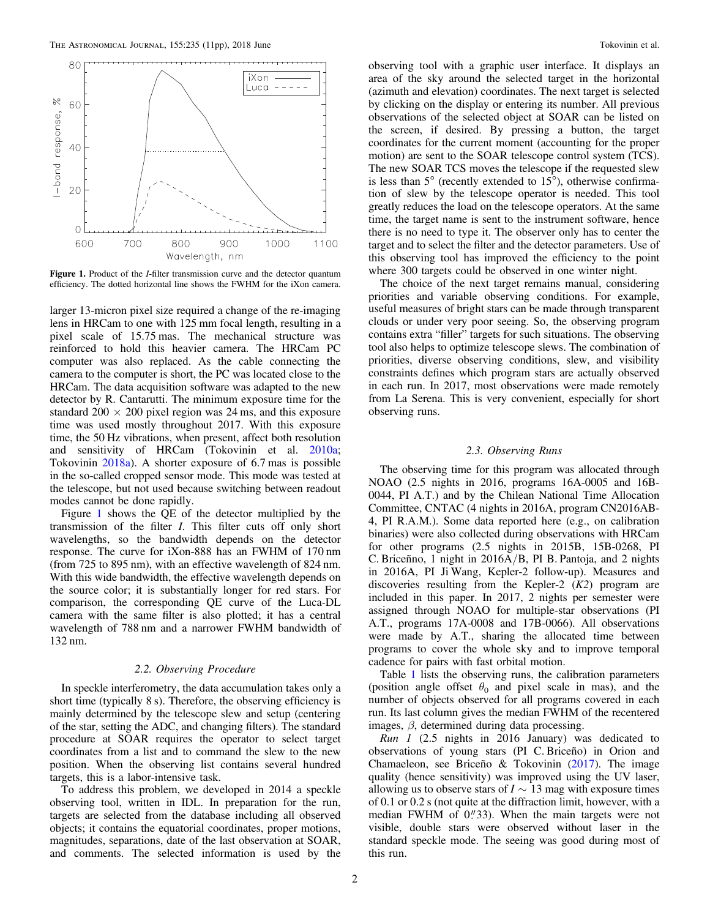**Figure 1.** Product of the *I*-filter transmission curve and the detector quantum efficiency. The dotted horizontal line shows the FWHM for the iXon camera.

larger 13-micron pixel size required a change of the re-imaging lens in HRCam to one with 125 mm focal length, resulting in a pixel scale of 15.75 mas. The mechanical structure was reinforced to hold this heavier camera. The HRCam PC computer was also replaced. As the cable connecting the camera to the computer is short, the PC was located close to the HRCam. The data acquisition software was adapted to the new detector by R. Cantarutti. The minimum exposure time for the standard $200 \times 200$ pixel region was 24 ms, and this exposure time was used mostly throughout 2017. With this exposure time, the 50 Hz vibrations, when present, affect both resolution and sensitivity of HRCam (Tokovinin et al. 2010a; Tokovinin 2018a). A shorter exposure of 6.7 mas is possible in the so-called cropped sensor mode. This mode was tested at the telescope, but not used because switching between readout modes cannot be done rapidly.

Figure 1 shows the QE of the detector multiplied by the transmission of the filter *I*. This filter cuts off only short wavelengths, so the bandwidth depends on the detector response. The curve for iXon-888 has an FWHM of 170 nm (from 725 to 895 nm), with an effective wavelength of 824 nm. With this wide bandwidth, the effective wavelength depends on the source color; it is substantially longer for red stars. For comparison, the corresponding QE curve of the Luca-DL camera with the same filter is also plotted; it has a central wavelength of 788 nm and a narrower FWHM bandwidth of 132 nm.

### 2.2. Observing Procedure

In speckle interferometry, the data accumulation takes only a short time (typically 8 s). Therefore, the observing efficiency is mainly determined by the telescope slew and setup (centering of the star, setting the ADC, and changing filters). The standard procedure at SOAR requires the operator to select target coordinates from a list and to command the slew to the new position. When the observing list contains several hundred targets, this is a labor-intensive task.

To address this problem, we developed in 2014 a speckle observing tool, written in IDL. In preparation for the run, targets are selected from the database including all observed objects; it contains the equatorial coordinates, proper motions, magnitudes, separations, date of the last observation at SOAR, and comments. The selected information is used by the observing tool with a graphic user interface. It displays an area of the sky around the selected target in the horizontal (azimuth and elevation) coordinates. The next target is selected by clicking on the display or entering its number. All previous observations of the selected object at SOAR can be listed on the screen, if desired. By pressing a button, the target coordinates for the current moment (accounting for the proper motion) are sent to the SOAR telescope control system (TCS). The new SOAR TCS moves the telescope if the requested slew is less than 5° (recently extended to 15°), otherwise confirmation of slew by the telescope operator is needed. This tool greatly reduces the load on the telescope operators. At the same time, the target name is sent to the instrument software, hence there is no need to type it. The observer only has to center the target and to select the filter and the detector parameters. Use of this observing tool has improved the efficiency to the point where 300 targets could be observed in one winter night.

The choice of the next target remains manual, considering priorities and variable observing conditions. For example, useful measures of bright stars can be made through transparent clouds or under very poor seeing. So, the observing program contains extra "filler" targets for such situations. The observing tool also helps to optimize telescope slews. The combination of priorities, diverse observing conditions, slew, and visibility constraints defines which program stars are actually observed in each run. In 2017, most observations were made remotely from La Serena. This is very convenient, especially for short observing runs.

### 2.3. Observing Runs

The observing time for this program was allocated through NOAO (2.5 nights in 2016, programs 16A-0005 and 16B-0044, PI A.T.) and by the Chilean National Time Allocation Committee, CNTAC (4 nights in 2016A, program CN2016AB-4, PI R.A.M.). Some data reported here (e.g., on calibration binaries) were also collected during observations with HRCam for other programs (2.5 nights in 2015B, 15B-0268, PI C. Briceño, 1 night in 2016A/B, PI B. Pantoja, and 2 nights in 2016A, PI Ji Wang, Kepler-2 follow-up). Measures and discoveries resulting from the Kepler-2 (*K2*) program are included in this paper. In 2017, 2 nights per semester were assigned through NOAO for multiple-star observations (PI A.T., programs 17A-0008 and 17B-0066). All observations were made by A.T., sharing the allocated time between programs to cover the whole sky and to improve temporal cadence for pairs with fast orbital motion.

Table 1 lists the observing runs, the calibration parameters (position angle offset $\theta_0$ and pixel scale in mas), and the number of objects observed for all programs covered in each run. Its last column gives the median FWHM of the recentered images, $\beta$, determined during data processing.

*Run 1* (2.5 nights in 2016 January) was dedicated to observations of young stars (PI C. Briceño) in Orion and Chamaeleon, see Briceño & Tokovinin (2017). The image quality (hence sensitivity) was improved using the UV laser, allowing us to observe stars of $I \sim 13$ mag with exposure times of 0.1 or 0.2 s (not quite at the diffraction limit, however, with a median FWHM of 0.″33). When the main targets were not visible, double stars were observed without laser in the standard speckle mode. The seeing was good during most of this run.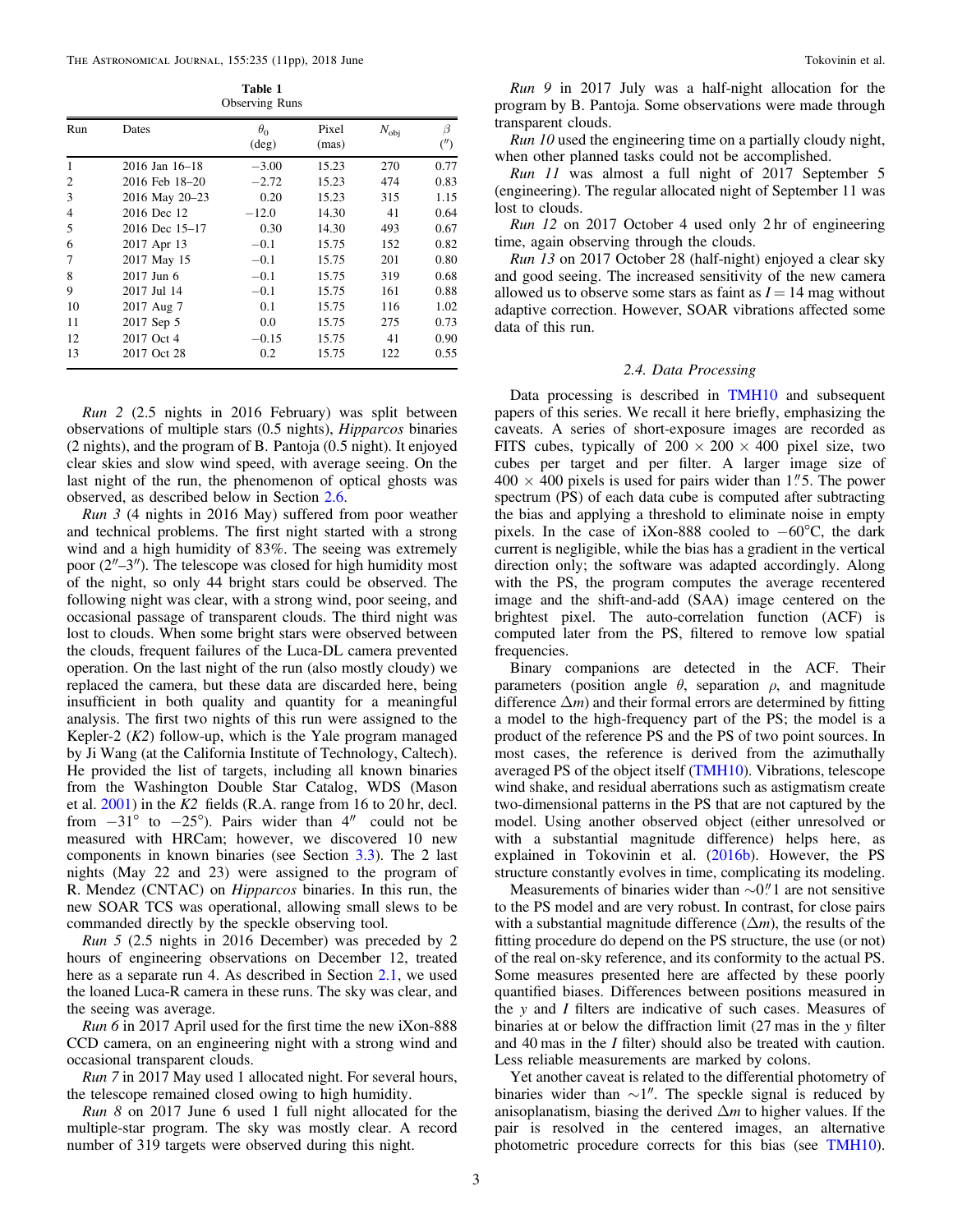**Table 1**
Observing Runs

| Run | Dates | $\theta_0$ (deg) | Pixel (mas) | $N_{\rm obj}$ | $\beta$ ($''$) |
|---|---|---|---|---|---|
| 1 | 2016 Jan 16–18 | −3.00 | 15.23 | 270 | 0.77 |
| 2 | 2016 Feb 18–20 | −2.72 | 15.23 | 474 | 0.83 |
| 3 | 2016 May 20–23 | 0.20 | 15.23 | 315 | 1.15 |
| 4 | 2016 Dec 12 | −12.0 | 14.30 | 41 | 0.64 |
| 5 | 2016 Dec 15–17 | 0.30 | 14.30 | 493 | 0.67 |
| 6 | 2017 Apr 13 | −0.1 | 15.75 | 152 | 0.82 |
| 7 | 2017 May 15 | −0.1 | 15.75 | 201 | 0.80 |
| 8 | 2017 Jun 6 | −0.1 | 15.75 | 319 | 0.68 |
| 9 | 2017 Jul 14 | −0.1 | 15.75 | 161 | 0.88 |
| 10 | 2017 Aug 7 | 0.1 | 15.75 | 116 | 1.02 |
| 11 | 2017 Sep 5 | 0.0 | 15.75 | 275 | 0.73 |
| 12 | 2017 Oct 4 | −0.15 | 15.75 | 41 | 0.90 |
| 13 | 2017 Oct 28 | 0.2 | 15.75 | 122 | 0.55 |

*Run 2* (2.5 nights in 2016 February) was split between observations of multiple stars (0.5 nights), *Hipparcos* binaries (2 nights), and the program of B. Pantoja (0.5 night). It enjoyed clear skies and slow wind speed, with average seeing. On the last night of the run, the phenomenon of optical ghosts was observed, as described below in Section 2.6.

*Run 3* (4 nights in 2016 May) suffered from poor weather and technical problems. The first night started with a strong wind and a high humidity of 83%. The seeing was extremely poor ($2''$–$3''$). The telescope was closed for high humidity most of the night, so only 44 bright stars could be observed. The following night was clear, with a strong wind, poor seeing, and occasional passage of transparent clouds. The third night was lost to clouds. When some bright stars were observed between the clouds, frequent failures of the Luca-DL camera prevented operation. On the last night of the run (also mostly cloudy) we replaced the camera, but these data are discarded here, being insufficient in both quality and quantity for a meaningful analysis. The first two nights of this run were assigned to the Kepler-2 (*K2*) follow-up, which is the Yale program managed by Ji Wang (at the California Institute of Technology, Caltech). He provided the list of targets, including all known binaries from the Washington Double Star Catalog, WDS (Mason et al. 2001) in the *K2* fields (R.A. range from 16 to 20 hr, decl. from $-31°$ to $-25°$). Pairs wider than $4''$ could not be measured with HRCam; however, we discovered 10 new components in known binaries (see Section 3.3). The 2 last nights (May 22 and 23) were assigned to the program of R. Mendez (CNTAC) on *Hipparcos* binaries. In this run, the new SOAR TCS was operational, allowing small slews to be commanded directly by the speckle observing tool.

*Run 5* (2.5 nights in 2016 December) was preceded by 2 hours of engineering observations on December 12, treated here as a separate run 4. As described in Section 2.1, we used the loaned Luca-R camera in these runs. The sky was clear, and the seeing was average.

*Run 6* in 2017 April used for the first time the new iXon-888 CCD camera, on an engineering night with a strong wind and occasional transparent clouds.

*Run 7* in 2017 May used 1 allocated night. For several hours, the telescope remained closed owing to high humidity.

*Run 8* on 2017 June 6 used 1 full night allocated for the multiple-star program. The sky was mostly clear. A record number of 319 targets were observed during this night.

*Run 9* in 2017 July was a half-night allocation for the program by B. Pantoja. Some observations were made through transparent clouds.

*Run 10* used the engineering time on a partially cloudy night, when other planned tasks could not be accomplished.

*Run 11* was almost a full night of 2017 September 5 (engineering). The regular allocated night of September 11 was lost to clouds.

*Run 12* on 2017 October 4 used only 2 hr of engineering time, again observing through the clouds.

*Run 13* on 2017 October 28 (half-night) enjoyed a clear sky and good seeing. The increased sensitivity of the new camera allowed us to observe some stars as faint as $I = 14$ mag without adaptive correction. However, SOAR vibrations affected some data of this run.

### 2.4. Data Processing

Data processing is described in TMH10 and subsequent papers of this series. We recall it here briefly, emphasizing the caveats. A series of short-exposure images are recorded as FITS cubes, typically of $200 \times 200 \times 400$ pixel size, two cubes per target and per filter. A larger image size of $400 \times 400$ pixels is used for pairs wider than $1\overset{''}{.}5$. The power spectrum (PS) of each data cube is computed after subtracting the bias and applying a threshold to eliminate noise in empty pixels. In the case of iXon-888 cooled to $-60$°C, the dark current is negligible, while the bias has a gradient in the vertical direction only; the software was adapted accordingly. Along with the PS, the program computes the average recentered image and the shift-and-add (SAA) image centered on the brightest pixel. The auto-correlation function (ACF) is computed later from the PS, filtered to remove low spatial frequencies.

Binary companions are detected in the ACF. Their parameters (position angle $\theta$, separation $\rho$, and magnitude difference $\Delta m$) and their formal errors are determined by fitting a model to the high-frequency part of the PS; the model is a product of the reference PS and the PS of two point sources. In most cases, the reference is derived from the azimuthally averaged PS of the object itself (TMH10). Vibrations, telescope wind shake, and residual aberrations such as astigmatism create two-dimensional patterns in the PS that are not captured by the model. Using another observed object (either unresolved or with a substantial magnitude difference) helps here, as explained in Tokovinin et al. (2016b). However, the PS structure constantly evolves in time, complicating its modeling.

Measurements of binaries wider than $\sim 0\overset{''}{.}1$ are not sensitive to the PS model and are very robust. In contrast, for close pairs with a substantial magnitude difference ($\Delta m$), the results of the fitting procedure do depend on the PS structure, the use (or not) of the real on-sky reference, and its conformity to the actual PS. Some measures presented here are affected by these poorly quantified biases. Differences between positions measured in the $y$ and $I$ filters are indicative of such cases. Measures of binaries at or below the diffraction limit (27 mas in the $y$ filter and 40 mas in the $I$ filter) should also be treated with caution. Less reliable measurements are marked by colons.

Yet another caveat is related to the differential photometry of binaries wider than $\sim 1''$. The speckle signal is reduced by anisoplanatism, biasing the derived $\Delta m$ to higher values. If the pair is resolved in the centered images, an alternative photometric procedure corrects for this bias (see TMH10).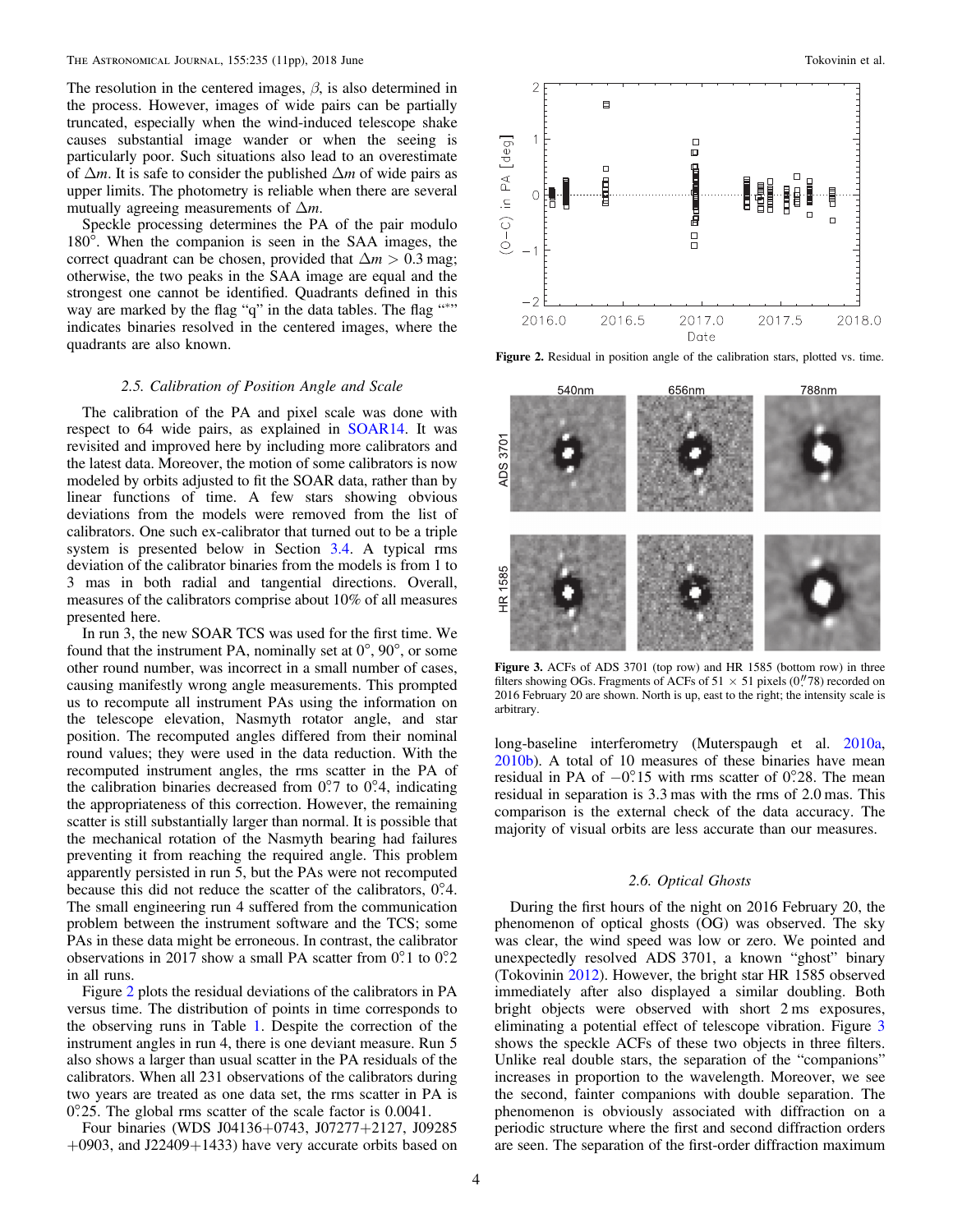The resolution in the centered images, $\beta$, is also determined in the process. However, images of wide pairs can be partially truncated, especially when the wind-induced telescope shake causes substantial image wander or when the seeing is particularly poor. Such situations also lead to an overestimate of $\Delta m$. It is safe to consider the published $\Delta m$ of wide pairs as upper limits. The photometry is reliable when there are several mutually agreeing measurements of $\Delta m$.

Speckle processing determines the PA of the pair modulo 180°. When the companion is seen in the SAA images, the correct quadrant can be chosen, provided that $\Delta m > 0.3$ mag; otherwise, the two peaks in the SAA image are equal and the strongest one cannot be identified. Quadrants defined in this way are marked by the flag "q" in the data tables. The flag "*" indicates binaries resolved in the centered images, where the quadrants are also known.

### 2.5. Calibration of Position Angle and Scale

The calibration of the PA and pixel scale was done with respect to 64 wide pairs, as explained in SOAR14. It was revisited and improved here by including more calibrators and the latest data. Moreover, the motion of some calibrators is now modeled by orbits adjusted to fit the SOAR data, rather than by linear functions of time. A few stars showing obvious deviations from the models were removed from the list of calibrators. One such ex-calibrator that turned out to be a triple system is presented below in Section 3.4. A typical rms deviation of the calibrator binaries from the models is from 1 to 3 mas in both radial and tangential directions. Overall, measures of the calibrators comprise about 10% of all measures presented here.

In run 3, the new SOAR TCS was used for the first time. We found that the instrument PA, nominally set at 0°, 90°, or some other round number, was incorrect in a small number of cases, causing manifestly wrong angle measurements. This prompted us to recompute all instrument PAs using the information on the telescope elevation, Nasmyth rotator angle, and star position. The recomputed angles differed from their nominal round values; they were used in the data reduction. With the recomputed instrument angles, the rms scatter in the PA of the calibration binaries decreased from 0°.7 to 0°.4, indicating the appropriateness of this correction. However, the remaining scatter is still substantially larger than normal. It is possible that the mechanical rotation of the Nasmyth bearing had failures preventing it from reaching the required angle. This problem apparently persisted in run 5, but the PAs were not recomputed because this did not reduce the scatter of the calibrators, 0°.4. The small engineering run 4 suffered from the communication problem between the instrument software and the TCS; some PAs in these data might be erroneous. In contrast, the calibrator observations in 2017 show a small PA scatter from 0°.1 to 0°.2 in all runs.

Figure 2 plots the residual deviations of the calibrators in PA versus time. The distribution of points in time corresponds to the observing runs in Table 1. Despite the correction of the instrument angles in run 4, there is one deviant measure. Run 5 also shows a larger than usual scatter in the PA residuals of the calibrators. When all 231 observations of the calibrators during two years are treated as one data set, the rms scatter in PA is 0°.25. The global rms scatter of the scale factor is 0.0041.

Four binaries (WDS J04136+0743, J07277+2127, J09285+0903, and J22409+1433) have very accurate orbits based on long-baseline interferometry (Muterspaugh et al. 2010a, 2010b). A total of 10 measures of these binaries have mean residual in PA of −0°.15 with rms scatter of 0°.28. The mean residual in separation is 3.3 mas with the rms of 2.0 mas. This comparison is the external check of the data accuracy. The majority of visual orbits are less accurate than our measures.

**Figure 2.** Residual in position angle of the calibration stars, plotted vs. time.

**Figure 3.** ACFs of ADS 3701 (top row) and HR 1585 (bottom row) in three filters showing OGs. Fragments of ACFs of 51 × 51 pixels (0″.78) recorded on 2016 February 20 are shown. North is up, east to the right; the intensity scale is arbitrary.

### 2.6. Optical Ghosts

During the first hours of the night on 2016 February 20, the phenomenon of optical ghosts (OG) was observed. The sky was clear, the wind speed was low or zero. We pointed and unexpectedly resolved ADS 3701, a known "ghost" binary (Tokovinin 2012). However, the bright star HR 1585 observed immediately after also displayed a similar doubling. Both bright objects were observed with short 2 ms exposures, eliminating a potential effect of telescope vibration. Figure 3 shows the speckle ACFs of these two objects in three filters. Unlike real double stars, the separation of the "companions" increases in proportion to the wavelength. Moreover, we see the second, fainter companions with double separation. The phenomenon is obviously associated with diffraction on a periodic structure where the first and second diffraction orders are seen. The separation of the first-order diffraction maximum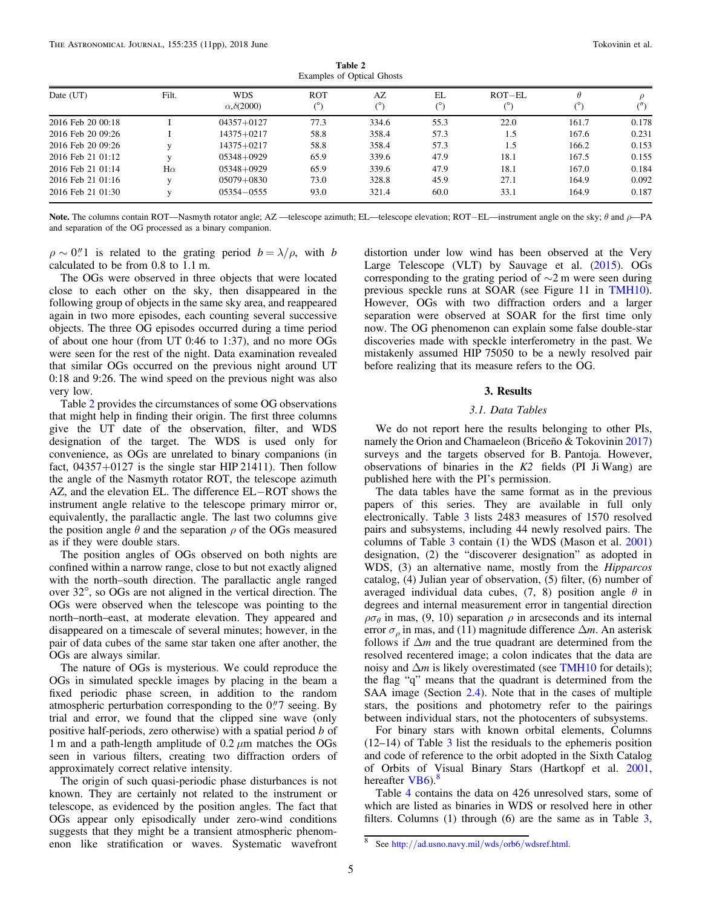**Table 2**
Examples of Optical Ghosts

| Date (UT) | Filt. | WDS $\alpha,\delta$(2000) | ROT (°) | AZ (°) | EL (°) | ROT−EL (°) | $\theta$ (°) | $\rho$ (″) |
|---|---|---|---|---|---|---|---|---|
| 2016 Feb 20 00:18 | I | 04357+0127 | 77.3 | 334.6 | 55.3 | 22.0 | 161.7 | 0.178 |
| 2016 Feb 20 09:26 | I | 14375+0217 | 58.8 | 358.4 | 57.3 | 1.5 | 167.6 | 0.231 |
| 2016 Feb 20 09:26 | y | 14375+0217 | 58.8 | 358.4 | 57.3 | 1.5 | 166.2 | 0.153 |
| 2016 Feb 21 01:12 | y | 05348+0929 | 65.9 | 339.6 | 47.9 | 18.1 | 167.5 | 0.155 |
| 2016 Feb 21 01:14 | Hα | 05348+0929 | 65.9 | 339.6 | 47.9 | 18.1 | 167.0 | 0.184 |
| 2016 Feb 21 01:16 | y | 05079+0830 | 73.0 | 328.8 | 45.9 | 27.1 | 164.9 | 0.092 |
| 2016 Feb 21 01:30 | y | 05354−0555 | 93.0 | 321.4 | 60.0 | 33.1 | 164.9 | 0.187 |

**Note.** The columns contain ROT—Nasmyth rotator angle; AZ —telescope azimuth; EL—telescope elevation; ROT−EL—instrument angle on the sky; $\theta$ and $\rho$—PA and separation of the OG processed as a binary companion.

$\rho \sim 0\farcs1$ is related to the grating period $b = \lambda/\rho$, with $b$ calculated to be from 0.8 to 1.1 m.

The OGs were observed in three objects that were located close to each other on the sky, then disappeared in the following group of objects in the same sky area, and reappeared again in two more episodes, each counting several successive objects. The three OG episodes occurred during a time period of about one hour (from UT 0:46 to 1:37), and no more OGs were seen for the rest of the night. Data examination revealed that similar OGs occurred on the previous night around UT 0:18 and 9:26. The wind speed on the previous night was also very low.

Table 2 provides the circumstances of some OG observations that might help in finding their origin. The first three columns give the UT date of the observation, filter, and WDS designation of the target. The WDS is used only for convenience, as OGs are unrelated to binary companions (in fact, 04357+0127 is the single star HIP 21411). Then follow the angle of the Nasmyth rotator ROT, the telescope azimuth AZ, and the elevation EL. The difference EL−ROT shows the instrument angle relative to the telescope primary mirror or, equivalently, the parallactic angle. The last two columns give the position angle $\theta$ and the separation $\rho$ of the OGs measured as if they were double stars.

The position angles of OGs observed on both nights are confined within a narrow range, close to but not exactly aligned with the north–south direction. The parallactic angle ranged over 32°, so OGs are not aligned in the vertical direction. The OGs were observed when the telescope was pointing to the north–north–east, at moderate elevation. They appeared and disappeared on a timescale of several minutes; however, in the pair of data cubes of the same star taken one after another, the OGs are always similar.

The nature of OGs is mysterious. We could reproduce the OGs in simulated speckle images by placing in the beam a fixed periodic phase screen, in addition to the random atmospheric perturbation corresponding to the $0\farcs7$ seeing. By trial and error, we found that the clipped sine wave (only positive half-periods, zero otherwise) with a spatial period $b$ of 1 m and a path-length amplitude of 0.2 $\mu$m matches the OGs seen in various filters, creating two diffraction orders of approximately correct relative intensity.

The origin of such quasi-periodic phase disturbances is not known. They are certainly not related to the instrument or telescope, as evidenced by the position angles. The fact that OGs appear only episodically under zero-wind conditions suggests that they might be a transient atmospheric phenomenon like stratification or waves. Systematic wavefront distortion under low wind has been observed at the Very Large Telescope (VLT) by Sauvage et al. (2015). OGs corresponding to the grating period of ∼2 m were seen during previous speckle runs at SOAR (see Figure 11 in TMH10). However, OGs with two diffraction orders and a larger separation were observed at SOAR for the first time only now. The OG phenomenon can explain some false double-star discoveries made with speckle interferometry in the past. We mistakenly assumed HIP 75050 to be a newly resolved pair before realizing that its measure refers to the OG.

## 3. Results

### 3.1. Data Tables

We do not report here the results belonging to other PIs, namely the Orion and Chamaeleon (Briceño & Tokovinin 2017) surveys and the targets observed for B. Pantoja. However, observations of binaries in the *K2* fields (PI Ji Wang) are published here with the PI's permission.

The data tables have the same format as in the previous papers of this series. They are available in full only electronically. Table 3 lists 2483 measures of 1570 resolved pairs and subsystems, including 44 newly resolved pairs. The columns of Table 3 contain (1) the WDS (Mason et al. 2001) designation, (2) the "discoverer designation" as adopted in WDS, (3) an alternative name, mostly from the *Hipparcos* catalog, (4) Julian year of observation, (5) filter, (6) number of averaged individual data cubes, (7, 8) position angle $\theta$ in degrees and internal measurement error in tangential direction $\rho\sigma_\theta$ in mas, (9, 10) separation $\rho$ in arcseconds and its internal error $\sigma_\rho$ in mas, and (11) magnitude difference $\Delta m$. An asterisk follows if $\Delta m$ and the true quadrant are determined from the resolved recentered image; a colon indicates that the data are noisy and $\Delta m$ is likely overestimated (see TMH10 for details); the flag "q" means that the quadrant is determined from the SAA image (Section 2.4). Note that in the cases of multiple stars, the positions and photometry refer to the pairings between individual stars, not the photocenters of subsystems.

For binary stars with known orbital elements, Columns (12–14) of Table 3 list the residuals to the ephemeris position and code of reference to the orbit adopted in the Sixth Catalog of Orbits of Visual Binary Stars (Hartkopf et al. 2001, hereafter VB6).[8]

Table 4 contains the data on 426 unresolved stars, some of which are listed as binaries in WDS or resolved here in other filters. Columns (1) through (6) are the same as in Table 3,

[8] See http://ad.usno.navy.mil/wds/orb6/wdsref.html.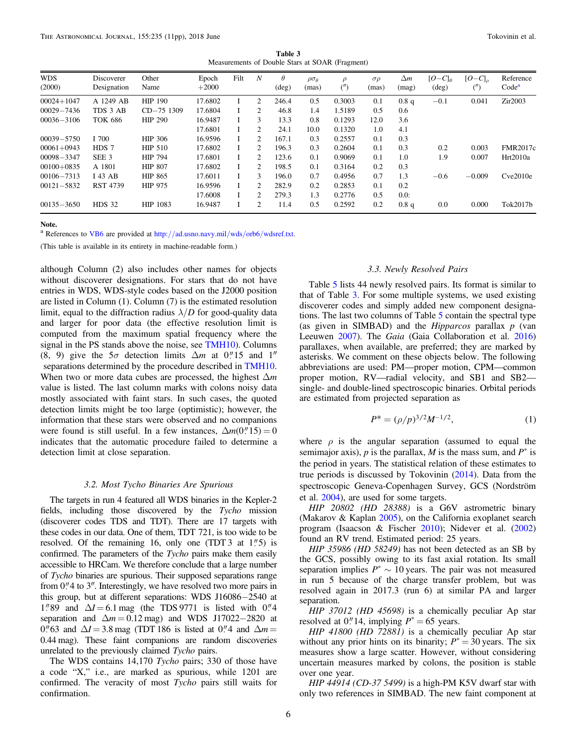**Table 3**
Measurements of Double Stars at SOAR (Fragment)

| WDS (2000) | Discoverer Designation | Other Name | Epoch +2000 | Filt | $N$ | $\theta$ (deg) | $\rho\sigma_\theta$ (mas) | $\rho$ ($''$) | $\sigma\rho$ (mas) | $\Delta m$ (mag) | $[O-C]_\theta$ (deg) | $[O-C]_\rho$ ($''$) | Reference Code[a] |
|---|---|---|---|---|---|---|---|---|---|---|---|---|---|
| 00024+1047 | A 1249 AB | HIP 190 | 17.6802 | I | 2 | 246.4 | 0.5 | 0.3003 | 0.1 | 0.8 q | −0.1 | 0.041 | Zir2003 |
| 00029−7436 | TDS 3 AB | CD−75 1309 | 17.6804 | I | 2 | 46.8 | 1.4 | 1.5189 | 0.5 | 0.6 | | | |
| 00036−3106 | TOK 686 | HIP 290 | 16.9487 | I | 3 | 13.3 | 0.8 | 0.1293 | 12.0 | 3.6 | | | |
| | | | 17.6801 | I | 2 | 24.1 | 10.0 | 0.1320 | 1.0 | 4.1 | | | |
| 00039−5750 | I 700 | HIP 306 | 16.9596 | I | 2 | 167.1 | 0.3 | 0.2557 | 0.1 | 0.3 | | | |
| 00061+0943 | HDS 7 | HIP 510 | 17.6802 | I | 2 | 196.3 | 0.3 | 0.2604 | 0.1 | 0.3 | 0.2 | 0.003 | FMR2017c |
| 00098−3347 | SEE 3 | HIP 794 | 17.6801 | I | 2 | 123.6 | 0.1 | 0.9069 | 0.1 | 1.0 | 1.9 | 0.007 | Hrt2010a |
| 00100+0835 | A 1801 | HIP 807 | 17.6802 | I | 2 | 198.5 | 0.1 | 0.3164 | 0.2 | 0.3 | | | |
| 00106−7313 | I 43 AB | HIP 865 | 17.6011 | I | 3 | 196.0 | 0.7 | 0.4956 | 0.7 | 1.3 | −0.6 | −0.009 | Cve2010e |
| 00121−5832 | RST 4739 | HIP 975 | 16.9596 | I | 2 | 282.9 | 0.2 | 0.2853 | 0.1 | 0.2 | | | |
| | | | 17.6008 | I | 2 | 279.3 | 1.3 | 0.2776 | 0.5 | 0.0: | | | |
| 00135−3650 | HDS 32 | HIP 1083 | 16.9487 | I | 2 | 11.4 | 0.5 | 0.2592 | 0.2 | 0.8 q | 0.0 | 0.000 | Tok2017b |

**Note.**
[a] References to VB6 are provided at http://ad.usno.navy.mil/wds/orb6/wdsref.txt.

(This table is available in its entirety in machine-readable form.)

although Column (2) also includes other names for objects without discoverer designations. For stars that do not have entries in WDS, WDS-style codes based on the J2000 position are listed in Column (1). Column (7) is the estimated resolution limit, equal to the diffraction radius $\lambda/D$ for good-quality data and larger for poor data (the effective resolution limit is computed from the maximum spatial frequency where the signal in the PS stands above the noise, see TMH10). Columns (8, 9) give the $5\sigma$ detection limits $\Delta m$ at $0''.15$ and $1''$ separations determined by the procedure described in TMH10. When two or more data cubes are processed, the highest $\Delta m$ value is listed. The last column marks with colons noisy data mostly associated with faint stars. In such cases, the quoted detection limits might be too large (optimistic); however, the information that these stars were observed and no companions were found is still useful. In a few instances, $\Delta m(0''.15) = 0$ indicates that the automatic procedure failed to determine a detection limit at close separation.

### 3.2. Most Tycho Binaries Are Spurious

The targets in run 4 featured all WDS binaries in the Kepler-2 fields, including those discovered by the *Tycho* mission (discoverer codes TDS and TDT). There are 17 targets with these codes in our data. One of them, TDT 721, is too wide to be resolved. Of the remaining 16, only one (TDT 3 at $1''.5$) is confirmed. The parameters of the *Tycho* pairs make them easily accessible to HRCam. We therefore conclude that a large number of *Tycho* binaries are spurious. Their supposed separations range from $0''.4$ to $3''$. Interestingly, we have resolved two more pairs in this group, but at different separations: WDS J16086−2540 at $1''.89$ and $\Delta I = 6.1$ mag (the TDS 9771 is listed with $0''.4$ separation and $\Delta m = 0.12$ mag) and WDS J17022−2820 at $0''.63$ and $\Delta I = 3.8$ mag (TDT 186 is listed at $0''.4$ and $\Delta m = 0.44$ mag). These faint companions are random discoveries unrelated to the previously claimed *Tycho* pairs.

The WDS contains 14,170 *Tycho* pairs; 330 of those have a code "X," i.e., are marked as spurious, while 1201 are confirmed. The veracity of most *Tycho* pairs still waits for confirmation.

### 3.3. Newly Resolved Pairs

Table 5 lists 44 newly resolved pairs. Its format is similar to that of Table 3. For some multiple systems, we used existing discoverer codes and simply added new component designations. The last two columns of Table 5 contain the spectral type (as given in SIMBAD) and the *Hipparcos* parallax $p$ (van Leeuwen 2007). The *Gaia* (Gaia Collaboration et al. 2016) parallaxes, when available, are preferred; they are marked by asterisks. We comment on these objects below. The following abbreviations are used: PM—proper motion, CPM—common proper motion, RV—radial velocity, and SB1 and SB2—single- and double-lined spectroscopic binaries. Orbital periods are estimated from projected separation as

$$P^* = (\rho/p)^{3/2} M^{-1/2}, \tag{1}$$

where $\rho$ is the angular separation (assumed to equal the semimajor axis), $p$ is the parallax, $M$ is the mass sum, and $P^*$ is the period in years. The statistical relation of these estimates to true periods is discussed by Tokovinin (2014). Data from the spectroscopic Geneva-Copenhagen Survey, GCS (Nordström et al. 2004), are used for some targets.

*HIP 20802 (HD 28388)* is a G6V astrometric binary (Makarov & Kaplan 2005), on the California exoplanet search program (Isaacson & Fischer 2010); Nidever et al. (2002) found an RV trend. Estimated period: 25 years.

*HIP 35986 (HD 58249)* has not been detected as an SB by the GCS, possibly owing to its fast axial rotation. Its small separation implies $P^* \sim 10$ years. The pair was not measured in run 5 because of the charge transfer problem, but was resolved again in 2017.3 (run 6) at similar PA and larger separation.

*HIP 37012 (HD 45698)* is a chemically peculiar Ap star resolved at $0''.14$, implying $P^* = 65$ years.

*HIP 41800 (HD 72881)* is a chemically peculiar Ap star without any prior hints on its binarity; $P^* = 30$ years. The six measures show a large scatter. However, without considering uncertain measures marked by colons, the position is stable over one year.

*HIP 44914 (CD-37 5499)* is a high-PM K5V dwarf star with only two references in SIMBAD. The new faint component at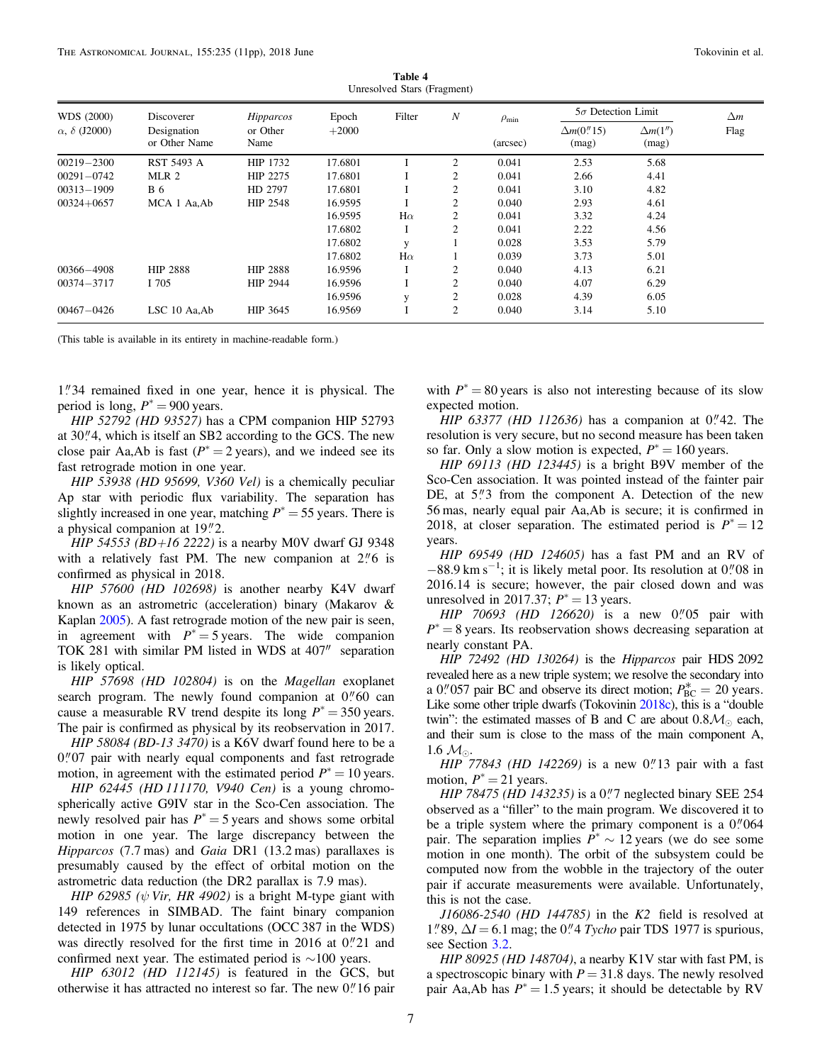**Table 4**
Unresolved Stars (Fragment)

| WDS (2000) $\alpha$, $\delta$ (J2000) | Discoverer Designation or Other Name | *Hipparcos* or Other Name | Epoch +2000 | Filter | $N$ | $\rho_{min}$ (arcsec) | 5$\sigma$ Detection Limit $\Delta m(0\farcs15)$ (mag) | $\Delta m(1'')$ (mag) | $\Delta m$ Flag |
|---|---|---|---|---|---|---|---|---|---|
| 00219−2300 | RST 5493 A | HIP 1732 | 17.6801 | I | 2 | 0.041 | 2.53 | 5.68 | |
| 00291−0742 | MLR 2 | HIP 2275 | 17.6801 | I | 2 | 0.041 | 2.66 | 4.41 | |
| 00313−1909 | B 6 | HD 2797 | 17.6801 | I | 2 | 0.041 | 3.10 | 4.82 | |
| 00324+0657 | MCA 1 Aa,Ab | HIP 2548 | 16.9595 | I | 2 | 0.040 | 2.93 | 4.61 | |
| | | | 16.9595 | H$\alpha$ | 2 | 0.041 | 3.32 | 4.24 | |
| | | | 17.6802 | I | 2 | 0.041 | 2.22 | 4.56 | |
| | | | 17.6802 | y | 1 | 0.028 | 3.53 | 5.79 | |
| | | | 17.6802 | H$\alpha$ | 1 | 0.039 | 3.73 | 5.01 | |
| 00366−4908 | HIP 2888 | HIP 2888 | 16.9596 | I | 2 | 0.040 | 4.13 | 6.21 | |
| 00374−3717 | I 705 | HIP 2944 | 16.9596 | I | 2 | 0.040 | 4.07 | 6.29 | |
| | | | 16.9596 | y | 2 | 0.028 | 4.39 | 6.05 | |
| 00467−0426 | LSC 10 Aa,Ab | HIP 3645 | 16.9569 | I | 2 | 0.040 | 3.14 | 5.10 | |

(This table is available in its entirety in machine-readable form.)

1.″34 remained fixed in one year, hence it is physical. The period is long, $P^* = 900$ years.

*HIP 52792 (HD 93527)* has a CPM companion HIP 52793 at 30.″4, which is itself an SB2 according to the GCS. The new close pair Aa,Ab is fast ($P^* = 2$ years), and we indeed see its fast retrograde motion in one year.

*HIP 53938 (HD 95699, V360 Vel)* is a chemically peculiar Ap star with periodic flux variability. The separation has slightly increased in one year, matching $P^* = 55$ years. There is a physical companion at 19.″2.

*HIP 54553 (BD+16 2222)* is a nearby M0V dwarf GJ 9348 with a relatively fast PM. The new companion at 2.″6 is confirmed as physical in 2018.

*HIP 57600 (HD 102698)* is another nearby K4V dwarf known as an astrometric (acceleration) binary (Makarov & Kaplan 2005). A fast retrograde motion of the new pair is seen, in agreement with $P^* = 5$ years. The wide companion TOK 281 with similar PM listed in WDS at 407″ separation is likely optical.

*HIP 57698 (HD 102804)* is on the *Magellan* exoplanet search program. The newly found companion at 0.″60 can cause a measurable RV trend despite its long $P^* = 350$ years. The pair is confirmed as physical by its reobservation in 2017.

*HIP 58084 (BD-13 3470)* is a K6V dwarf found here to be a 0.″07 pair with nearly equal components and fast retrograde motion, in agreement with the estimated period $P^* = 10$ years.

*HIP 62445 (HD 111170, V940 Cen)* is a young chromospherically active G9IV star in the Sco-Cen association. The newly resolved pair has $P^* = 5$ years and shows some orbital motion in one year. The large discrepancy between the *Hipparcos* (7.7 mas) and *Gaia* DR1 (13.2 mas) parallaxes is presumably caused by the effect of orbital motion on the astrometric data reduction (the DR2 parallax is 7.9 mas).

*HIP 62985 ($\psi$ Vir, HR 4902)* is a bright M-type giant with 149 references in SIMBAD. The faint binary companion detected in 1975 by lunar occultations (OCC 387 in the WDS) was directly resolved for the first time in 2016 at 0.″21 and confirmed next year. The estimated period is ~100 years.

*HIP 63012 (HD 112145)* is featured in the GCS, but otherwise it has attracted no interest so far. The new 0.″16 pair with $P^* = 80$ years is also not interesting because of its slow expected motion.

*HIP 63377 (HD 112636)* has a companion at 0.″42. The resolution is very secure, but no second measure has been taken so far. Only a slow motion is expected, $P^* = 160$ years.

*HIP 69113 (HD 123445)* is a bright B9V member of the Sco-Cen association. It was pointed instead of the fainter pair DE, at 5.″3 from the component A. Detection of the new 56 mas, nearly equal pair Aa,Ab is secure; it is confirmed in 2018, at closer separation. The estimated period is $P^* = 12$ years.

*HIP 69549 (HD 124605)* has a fast PM and an RV of $-88.9$ km s$^{-1}$; it is likely metal poor. Its resolution at 0.″08 in 2016.14 is secure; however, the pair closed down and was unresolved in 2017.37; $P^* = 13$ years.

*HIP 70693 (HD 126620)* is a new 0.″05 pair with $P^* = 8$ years. Its reobservation shows decreasing separation at nearly constant PA.

*HIP 72492 (HD 130264)* is the *Hipparcos* pair HDS 2092 revealed here as a new triple system; we resolve the secondary into a 0.″057 pair BC and observe its direct motion; $P^*_{BC} = 20$ years. Like some other triple dwarfs (Tokovinin 2018c), this is a "double twin": the estimated masses of B and C are about 0.8$\mathcal{M}_\odot$ each, and their sum is close to the mass of the main component A, 1.6 $\mathcal{M}_\odot$.

*HIP 77843 (HD 142269)* is a new 0.″13 pair with a fast motion, $P^* = 21$ years.

*HIP 78475 (HD 143235)* is a 0.″7 neglected binary SEE 254 observed as a "filler" to the main program. We discovered it to be a triple system where the primary component is a 0.″064 pair. The separation implies $P^* \sim 12$ years (we do see some motion in one month). The orbit of the subsystem could be computed now from the wobble in the trajectory of the outer pair if accurate measurements were available. Unfortunately, this is not the case.

*J16086-2540 (HD 144785)* in the *K2* field is resolved at 1.″89, $\Delta I = 6.1$ mag; the 0.″4 *Tycho* pair TDS 1977 is spurious, see Section 3.2.

*HIP 80925 (HD 148704)*, a nearby K1V star with fast PM, is a spectroscopic binary with $P = 31.8$ days. The newly resolved pair Aa,Ab has $P^* = 1.5$ years; it should be detectable by RV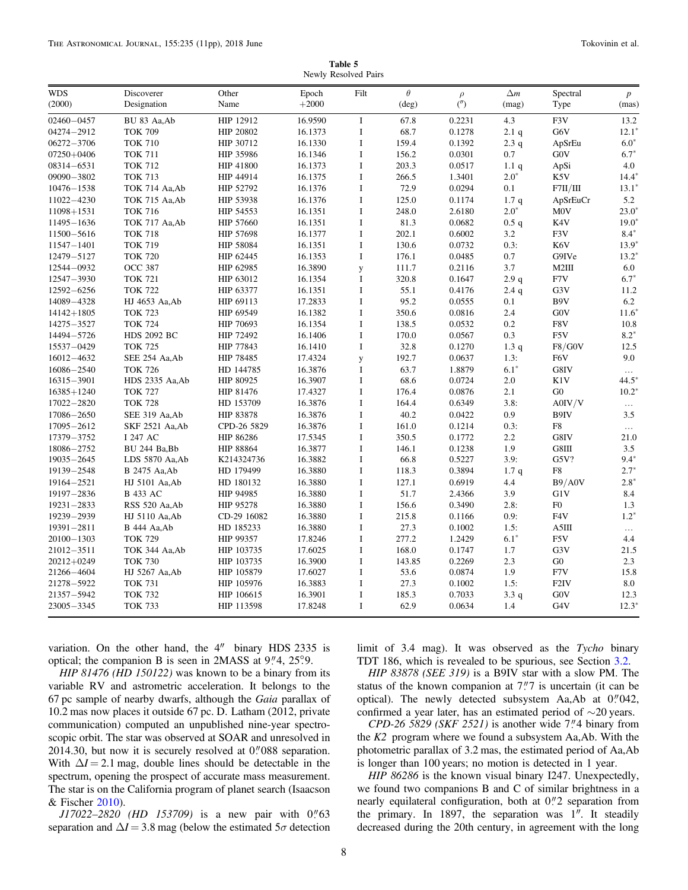**Table 5**
Newly Resolved Pairs

| WDS (2000) | Discoverer Designation | Other Name | Epoch +2000 | Filt | $\theta$ (deg) | $\rho$ ($''$) | $\Delta m$ (mag) | Spectral Type | $p$ (mas) |
|---|---|---|---|---|---|---|---|---|---|
| 02460−0457 | BU 83 Aa,Ab | HIP 12912 | 16.9590 | I | 67.8 | 0.2231 | 4.3 | F3V | 13.2 |
| 04274−2912 | TOK 709 | HIP 20802 | 16.1373 | I | 68.7 | 0.1278 | 2.1 q | G6V | 12.1* |
| 06272−3706 | TOK 710 | HIP 30712 | 16.1330 | I | 159.4 | 0.1392 | 2.3 q | ApSrEu | 6.0* |
| 07250+0406 | TOK 711 | HIP 35986 | 16.1346 | I | 156.2 | 0.0301 | 0.7 | G0V | 6.7* |
| 08314−6531 | TOK 712 | HIP 41800 | 16.1373 | I | 203.3 | 0.0517 | 1.1 q | ApSi | 4.0 |
| 09090−3802 | TOK 713 | HIP 44914 | 16.1375 | I | 266.5 | 1.3401 | 2.0* | K5V | 14.4* |
| 10476−1538 | TOK 714 Aa,Ab | HIP 52792 | 16.1376 | I | 72.9 | 0.0294 | 0.1 | F7II/III | 13.1* |
| 11022−4230 | TOK 715 Aa,Ab | HIP 53938 | 16.1376 | I | 125.0 | 0.1174 | 1.7 q | ApSrEuCr | 5.2 |
| 11098+1531 | TOK 716 | HIP 54553 | 16.1351 | I | 248.0 | 2.6180 | 2.0* | M0V | 23.0* |
| 11495−1636 | TOK 717 Aa,Ab | HIP 57660 | 16.1351 | I | 81.3 | 0.0682 | 0.5 q | K4V | 19.0* |
| 11500−5616 | TOK 718 | HIP 57698 | 16.1377 | I | 202.1 | 0.6002 | 3.2 | F3V | 8.4* |
| 11547−1401 | TOK 719 | HIP 58084 | 16.1351 | I | 130.6 | 0.0732 | 0.3: | K6V | 13.9* |
| 12479−5127 | TOK 720 | HIP 62445 | 16.1353 | I | 176.1 | 0.0485 | 0.7 | G9IVe | 13.2* |
| 12544−0932 | OCC 387 | HIP 62985 | 16.3890 | y | 111.7 | 0.2116 | 3.7 | M2III | 6.0 |
| 12547−3930 | TOK 721 | HIP 63012 | 16.1354 | I | 320.8 | 0.1647 | 2.9 q | F7V | 6.7* |
| 12592−6256 | TOK 722 | HIP 63377 | 16.1351 | I | 55.1 | 0.4176 | 2.4 q | G3V | 11.2 |
| 14089−4328 | HJ 4653 Aa,Ab | HIP 69113 | 17.2833 | I | 95.2 | 0.0555 | 0.1 | B9V | 6.2 |
| 14142+1805 | TOK 723 | HIP 69549 | 16.1382 | I | 350.6 | 0.0816 | 2.4 | G0V | 11.6* |
| 14275−3527 | TOK 724 | HIP 70693 | 16.1354 | I | 138.5 | 0.0532 | 0.2 | F8V | 10.8 |
| 14494−5726 | HDS 2092 BC | HIP 72492 | 16.1406 | I | 170.0 | 0.0567 | 0.3 | F5V | 8.2* |
| 15537−0429 | TOK 725 | HIP 77843 | 16.1410 | I | 32.8 | 0.1270 | 1.3 q | F8/G0V | 12.5 |
| 16012−4632 | SEE 254 Aa,Ab | HIP 78485 | 17.4324 | y | 192.7 | 0.0637 | 1.3: | F6V | 9.0 |
| 16086−2540 | TOK 726 | HD 144785 | 16.3876 | I | 63.7 | 1.8879 | 6.1* | G8IV | … |
| 16315−3901 | HDS 2335 Aa,Ab | HIP 80925 | 16.3907 | I | 68.6 | 0.0724 | 2.0 | K1V | 44.5* |
| 16385+1240 | TOK 727 | HIP 81476 | 17.4327 | I | 176.4 | 0.0876 | 2.1 | G0 | 10.2* |
| 17022−2820 | TOK 728 | HD 153709 | 16.3876 | I | 164.4 | 0.6349 | 3.8: | A0IV/V | … |
| 17086−2650 | SEE 319 Aa,Ab | HIP 83878 | 16.3876 | I | 40.2 | 0.0422 | 0.9 | B9IV | 3.5 |
| 17095−2612 | SKF 2521 Aa,Ab | CPD-26 5829 | 16.3876 | I | 161.0 | 0.1214 | 0.3: | F8 | … |
| 17379−3752 | I 247 AC | HIP 86286 | 17.5345 | I | 350.5 | 0.1772 | 2.2 | G8IV | 21.0 |
| 18086−2752 | BU 244 Ba,Bb | HIP 88864 | 16.3877 | I | 146.1 | 0.1238 | 1.9 | G8III | 3.5 |
| 19035−2645 | LDS 5870 Aa,Ab | K214324736 | 16.3882 | I | 66.8 | 0.5227 | 3.9: | G5V? | 9.4* |
| 19139−2548 | B 2475 Aa,Ab | HD 179499 | 16.3880 | I | 118.3 | 0.3894 | 1.7 q | F8 | 2.7* |
| 19164−2521 | HJ 5101 Aa,Ab | HD 180132 | 16.3880 | I | 127.1 | 0.6919 | 4.4 | B9/A0V | 2.8* |
| 19197−2836 | B 433 AC | HIP 94985 | 16.3880 | I | 51.7 | 2.4366 | 3.9 | G1V | 8.4 |
| 19231−2833 | RSS 520 Aa,Ab | HIP 95278 | 16.3880 | I | 156.6 | 0.3490 | 2.8: | F0 | 1.3 |
| 19239−2939 | HJ 5110 Aa,Ab | CD-29 16082 | 16.3880 | I | 215.8 | 0.1166 | 0.9: | F4V | 1.2* |
| 19391−2811 | B 444 Aa,Ab | HD 185233 | 16.3880 | I | 27.3 | 0.1002 | 1.5: | A5III | … |
| 20100−1303 | TOK 729 | HIP 99357 | 17.8246 | I | 277.2 | 1.2429 | 6.1* | F5V | 4.4 |
| 21012−3511 | TOK 344 Aa,Ab | HIP 103735 | 17.6025 | I | 168.0 | 0.1747 | 1.7 | G3V | 21.5 |
| 20212+0249 | TOK 730 | HIP 103735 | 16.3900 | I | 143.85 | 0.2269 | 2.3 | G0 | 2.3 |
| 21266−4604 | HJ 5267 Aa,Ab | HIP 105879 | 17.6027 | I | 53.6 | 0.0874 | 1.9 | F7V | 15.8 |
| 21278−5922 | TOK 731 | HIP 105976 | 16.3883 | I | 27.3 | 0.1002 | 1.5: | F2IV | 8.0 |
| 21357−5942 | TOK 732 | HIP 106615 | 16.3901 | I | 185.3 | 0.7033 | 3.3 q | G0V | 12.3 |
| 23005−3345 | TOK 733 | HIP 113598 | 17.8248 | I | 62.9 | 0.0634 | 1.4 | G4V | 12.3* |

variation. On the other hand, the 4$''$ binary HDS 2335 is optical; the companion B is seen in 2MASS at 9$''$.4, 25$^\circ$.9.

*HIP 81476 (HD 150122)* was known to be a binary from its variable RV and astrometric acceleration. It belongs to the 67 pc sample of nearby dwarfs, although the *Gaia* parallax of 10.2 mas now places it outside 67 pc. D. Latham (2012, private communication) computed an unpublished nine-year spectroscopic orbit. The star was observed at SOAR and unresolved in 2014.30, but now it is securely resolved at 0$''$.088 separation. With $\Delta I = 2.1$ mag, double lines should be detectable in the spectrum, opening the prospect of accurate mass measurement. The star is on the California program of planet search (Isaacson & Fischer 2010).

*J17022–2820 (HD 153709)* is a new pair with 0$''$.63 separation and $\Delta I = 3.8$ mag (below the estimated 5$\sigma$ detection limit of 3.4 mag). It was observed as the *Tycho* binary TDT 186, which is revealed to be spurious, see Section 3.2.

*HIP 83878 (SEE 319)* is a B9IV star with a slow PM. The status of the known companion at 7$''$.7 is uncertain (it can be optical). The newly detected subsystem Aa,Ab at 0$''$.042, confirmed a year later, has an estimated period of ~20 years.

*CPD-26 5829 (SKF 2521)* is another wide 7$''$.4 binary from the *K2* program where we found a subsystem Aa,Ab. With the photometric parallax of 3.2 mas, the estimated period of Aa,Ab is longer than 100 years; no motion is detected in 1 year.

*HIP 86286* is the known visual binary I247. Unexpectedly, we found two companions B and C of similar brightness in a nearly equilateral configuration, both at 0$''$.2 separation from the primary. In 1897, the separation was 1$''$. It steadily decreased during the 20th century, in agreement with the long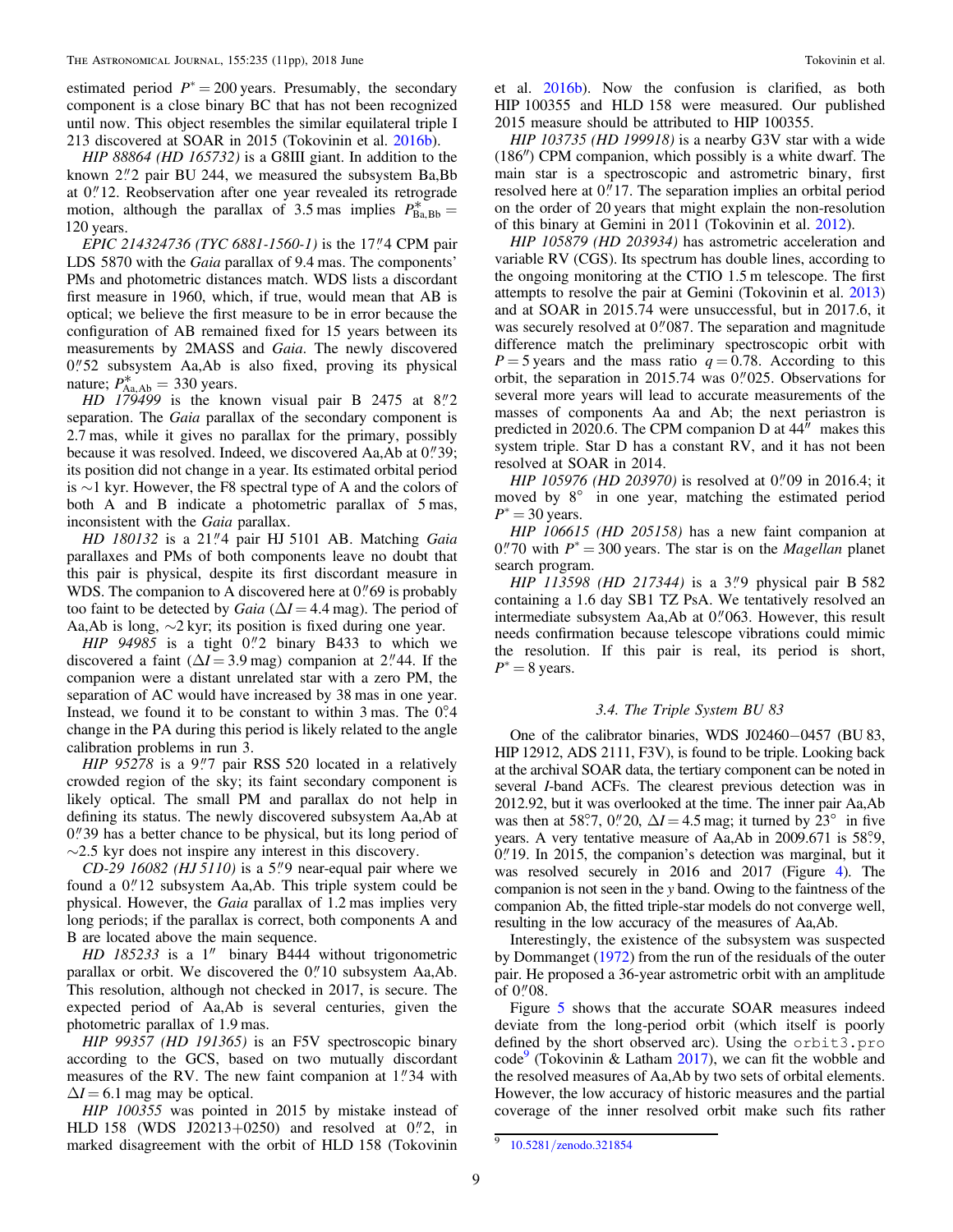estimated period $P^* = 200$ years. Presumably, the secondary component is a close binary BC that has not been recognized until now. This object resembles the similar equilateral triple I 213 discovered at SOAR in 2015 (Tokovinin et al. 2016b).

*HIP 88864 (HD 165732)* is a G8III giant. In addition to the known 2.″2 pair BU 244, we measured the subsystem Ba,Bb at 0.″12. Reobservation after one year revealed its retrograde motion, although the parallax of 3.5 mas implies $P^*_{\rm Ba,Bb} = 120$ years.

*EPIC 214324736 (TYC 6881-1560-1)* is the 17.″4 CPM pair LDS 5870 with the *Gaia* parallax of 9.4 mas. The components' PMs and photometric distances match. WDS lists a discordant first measure in 1960, which, if true, would mean that AB is optical; we believe the first measure to be in error because the configuration of AB remained fixed for 15 years between its measurements by 2MASS and *Gaia*. The newly discovered 0.″52 subsystem Aa,Ab is also fixed, proving its physical nature; $P^*_{\rm Aa,Ab} = 330$ years.

*HD 179499* is the known visual pair B 2475 at 8.″2 separation. The *Gaia* parallax of the secondary component is 2.7 mas, while it gives no parallax for the primary, possibly because it was resolved. Indeed, we discovered Aa,Ab at 0.″39; its position did not change in a year. Its estimated orbital period is ∼1 kyr. However, the F8 spectral type of A and the colors of both A and B indicate a photometric parallax of 5 mas, inconsistent with the *Gaia* parallax.

*HD 180132* is a 21.″4 pair HJ 5101 AB. Matching *Gaia* parallaxes and PMs of both components leave no doubt that this pair is physical, despite its first discordant measure in WDS. The companion to A discovered here at 0.″69 is probably too faint to be detected by *Gaia* ($\Delta I = 4.4$ mag). The period of Aa,Ab is long, ∼2 kyr; its position is fixed during one year.

*HIP 94985* is a tight 0.″2 binary B433 to which we discovered a faint ($\Delta I = 3.9$ mag) companion at 2.″44. If the companion were a distant unrelated star with a zero PM, the separation of AC would have increased by 38 mas in one year. Instead, we found it to be constant to within 3 mas. The 0.°4 change in the PA during this period is likely related to the angle calibration problems in run 3.

*HIP 95278* is a 9.″7 pair RSS 520 located in a relatively crowded region of the sky; its faint secondary component is likely optical. The small PM and parallax do not help in defining its status. The newly discovered subsystem Aa,Ab at 0.″39 has a better chance to be physical, but its long period of ∼2.5 kyr does not inspire any interest in this discovery.

*CD-29 16082 (HJ 5110)* is a 5.″9 near-equal pair where we found a 0.″12 subsystem Aa,Ab. This triple system could be physical. However, the *Gaia* parallax of 1.2 mas implies very long periods; if the parallax is correct, both components A and B are located above the main sequence.

*HD 185233* is a 1″ binary B444 without trigonometric parallax or orbit. We discovered the 0.″10 subsystem Aa,Ab. This resolution, although not checked in 2017, is secure. The expected period of Aa,Ab is several centuries, given the photometric parallax of 1.9 mas.

*HIP 99357 (HD 191365)* is an F5V spectroscopic binary according to the GCS, based on two mutually discordant measures of the RV. The new faint companion at 1.″34 with $\Delta I = 6.1$ mag may be optical.

*HIP 100355* was pointed in 2015 by mistake instead of HLD 158 (WDS J20213+0250) and resolved at 0.″2, in marked disagreement with the orbit of HLD 158 (Tokovinin et al. 2016b). Now the confusion is clarified, as both HIP 100355 and HLD 158 were measured. Our published 2015 measure should be attributed to HIP 100355.

*HIP 103735 (HD 199918)* is a nearby G3V star with a wide (186″) CPM companion, which possibly is a white dwarf. The main star is a spectroscopic and astrometric binary, first resolved here at 0.″17. The separation implies an orbital period on the order of 20 years that might explain the non-resolution of this binary at Gemini in 2011 (Tokovinin et al. 2012).

*HIP 105879 (HD 203934)* has astrometric acceleration and variable RV (CGS). Its spectrum has double lines, according to the ongoing monitoring at the CTIO 1.5 m telescope. The first attempts to resolve the pair at Gemini (Tokovinin et al. 2013) and at SOAR in 2015.74 were unsuccessful, but in 2017.6, it was securely resolved at 0.″087. The separation and magnitude difference match the preliminary spectroscopic orbit with $P = 5$ years and the mass ratio $q = 0.78$. According to this orbit, the separation in 2015.74 was 0.″025. Observations for several more years will lead to accurate measurements of the masses of components Aa and Ab; the next periastron is predicted in 2020.6. The CPM companion D at 44″ makes this system triple. Star D has a constant RV, and it has not been resolved at SOAR in 2014.

*HIP 105976 (HD 203970)* is resolved at 0.″09 in 2016.4; it moved by 8° in one year, matching the estimated period $P^* = 30$ years.

*HIP 106615 (HD 205158)* has a new faint companion at 0.″70 with $P^* = 300$ years. The star is on the *Magellan* planet search program.

*HIP 113598 (HD 217344)* is a 3.″9 physical pair B 582 containing a 1.6 day SB1 TZ PsA. We tentatively resolved an intermediate subsystem Aa,Ab at 0.″063. However, this result needs confirmation because telescope vibrations could mimic the resolution. If this pair is real, its period is short, $P^* = 8$ years.

### 3.4. The Triple System BU 83

One of the calibrator binaries, WDS J02460−0457 (BU 83, HIP 12912, ADS 2111, F3V), is found to be triple. Looking back at the archival SOAR data, the tertiary component can be noted in several *I*-band ACFs. The clearest previous detection was in 2012.92, but it was overlooked at the time. The inner pair Aa,Ab was then at 58.°7, 0.″20, $\Delta I = 4.5$ mag; it turned by 23° in five years. A very tentative measure of Aa,Ab in 2009.671 is 58.°9, 0.″19. In 2015, the companion's detection was marginal, but it was resolved securely in 2016 and 2017 (Figure 4). The companion is not seen in the *y* band. Owing to the faintness of the companion Ab, the fitted triple-star models do not converge well, resulting in the low accuracy of the measures of Aa,Ab.

Interestingly, the existence of the subsystem was suspected by Dommanget (1972) from the run of the residuals of the outer pair. He proposed a 36-year astrometric orbit with an amplitude of 0.″08.

Figure 5 shows that the accurate SOAR measures indeed deviate from the long-period orbit (which itself is poorly defined by the short observed arc). Using the `orbit3.pro` code[9] (Tokovinin & Latham 2017), we can fit the wobble and the resolved measures of Aa,Ab by two sets of orbital elements. However, the low accuracy of historic measures and the partial coverage of the inner resolved orbit make such fits rather

[9] 10.5281/zenodo.321854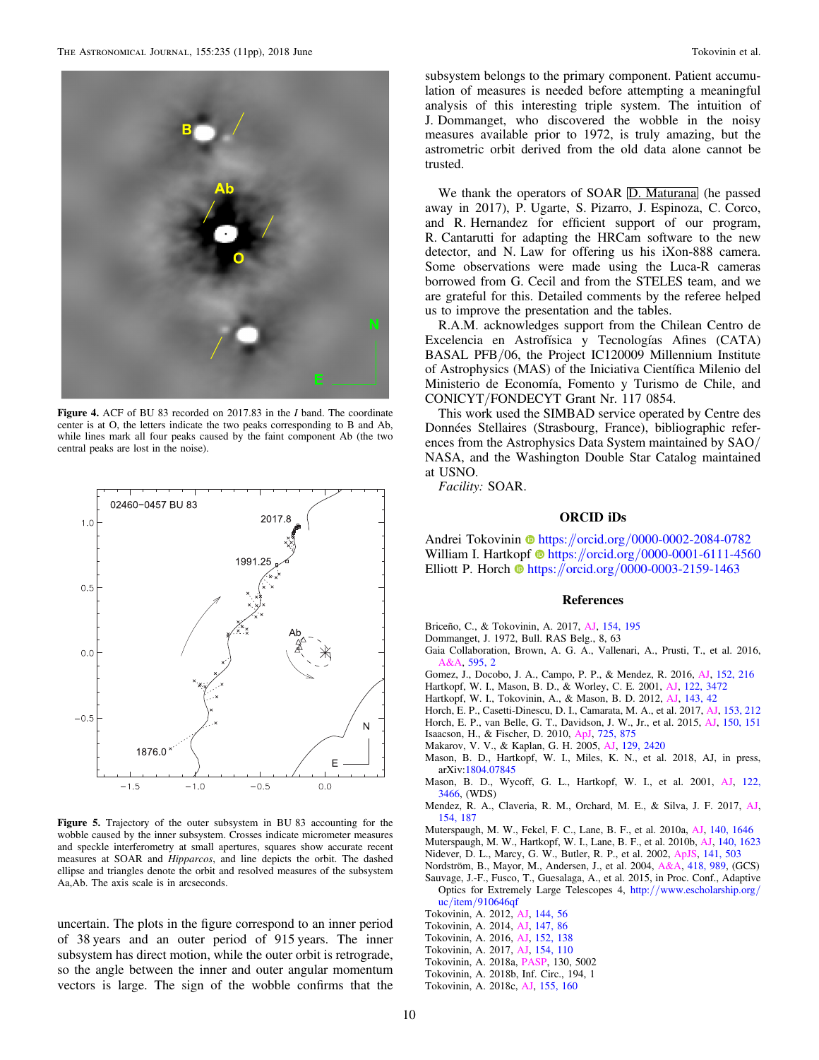**Figure 4.** ACF of BU 83 recorded on 2017.83 in the $I$ band. The coordinate center is at O, the letters indicate the two peaks corresponding to B and Ab, while lines mark all four peaks caused by the faint component Ab (the two central peaks are lost in the noise).

**Figure 5.** Trajectory of the outer subsystem in BU 83 accounting for the wobble caused by the inner subsystem. Crosses indicate micrometer measures and speckle interferometry at small apertures, squares show accurate recent measures at SOAR and *Hipparcos*, and line depicts the orbit. The dashed ellipse and triangles denote the orbit and resolved measures of the subsystem Aa,Ab. The axis scale is in arcseconds.

uncertain. The plots in the figure correspond to an inner period of 38 years and an outer period of 915 years. The inner subsystem has direct motion, while the outer orbit is retrograde, so the angle between the inner and outer angular momentum vectors is large. The sign of the wobble confirms that the subsystem belongs to the primary component. Patient accumulation of measures is needed before attempting a meaningful analysis of this interesting triple system. The intuition of J. Dommanget, who discovered the wobble in the noisy measures available prior to 1972, is truly amazing, but the astrometric orbit derived from the old data alone cannot be trusted.

We thank the operators of SOAR D. Maturana (he passed away in 2017), P. Ugarte, S. Pizarro, J. Espinoza, C. Corco, and R. Hernandez for efficient support of our program, R. Cantarutti for adapting the HRCam software to the new detector, and N. Law for offering us his iXon-888 camera. Some observations were made using the Luca-R cameras borrowed from G. Cecil and from the STELES team, and we are grateful for this. Detailed comments by the referee helped us to improve the presentation and the tables.

R.A.M. acknowledges support from the Chilean Centro de Excelencia en Astrofísica y Tecnologías Afines (CATA) BASAL PFB/06, the Project IC120009 Millennium Institute of Astrophysics (MAS) of the Iniciativa Científica Milenio del Ministerio de Economía, Fomento y Turismo de Chile, and CONICYT/FONDECYT Grant Nr. 117 0854.

This work used the SIMBAD service operated by Centre des Données Stellaires (Strasbourg, France), bibliographic references from the Astrophysics Data System maintained by SAO/NASA, and the Washington Double Star Catalog maintained at USNO.

*Facility:* SOAR.

## ORCID iDs

Andrei Tokovinin https://orcid.org/0000-0002-2084-0782
William I. Hartkopf https://orcid.org/0000-0001-6111-4560
Elliott P. Horch https://orcid.org/0000-0003-2159-1463

## References

Briceño, C., & Tokovinin, A. 2017, AJ, 154, 195
Dommanget, J. 1972, Bull. RAS Belg., 8, 63
Gaia Collaboration, Brown, A. G. A., Vallenari, A., Prusti, T., et al. 2016, A&A, 595, 2
Gomez, J., Docobo, J. A., Campo, P. P., & Mendez, R. 2016, AJ, 152, 216
Hartkopf, W. I., Mason, B. D., & Worley, C. E. 2001, AJ, 122, 3472
Hartkopf, W. I., Tokovinin, A., & Mason, B. D. 2012, AJ, 143, 42
Horch, E. P., Casetti-Dinescu, D. I., Camarata, M. A., et al. 2017, AJ, 153, 212
Horch, E. P., van Belle, G. T., Davidson, J. W., Jr., et al. 2015, AJ, 150, 151
Isaacson, H., & Fischer, D. 2010, ApJ, 725, 875
Makarov, V. V., & Kaplan, G. H. 2005, AJ, 129, 2420
Mason, B. D., Hartkopf, W. I., Miles, K. N., et al. 2018, AJ, in press, arXiv:1804.07845
Mason, B. D., Wycoff, G. L., Hartkopf, W. I., et al. 2001, AJ, 122, 3466, (WDS)
Mendez, R. A., Claveria, R. M., Orchard, M. E., & Silva, J. F. 2017, AJ, 154, 187
Muterspaugh, M. W., Fekel, F. C., Lane, B. F., et al. 2010a, AJ, 140, 1646
Muterspaugh, M. W., Hartkopf, W. I., Lane, B. F., et al. 2010b, AJ, 140, 1623
Nidever, D. L., Marcy, G. W., Butler, R. P., et al. 2002, ApJS, 141, 503
Nordström, B., Mayor, M., Andersen, J., et al. 2004, A&A, 418, 989, (GCS)
Sauvage, J.-F., Fusco, T., Guesalaga, A., et al. 2015, in Proc. Conf., Adaptive Optics for Extremely Large Telescopes 4, http://www.escholarship.org/uc/item/910646qf
Tokovinin, A. 2012, AJ, 144, 56
Tokovinin, A. 2014, AJ, 147, 86
Tokovinin, A. 2016, AJ, 152, 138
Tokovinin, A. 2017, AJ, 154, 110
Tokovinin, A. 2018a, PASP, 130, 5002
Tokovinin, A. 2018b, Inf. Circ., 194, 1
Tokovinin, A. 2018c, AJ, 155, 160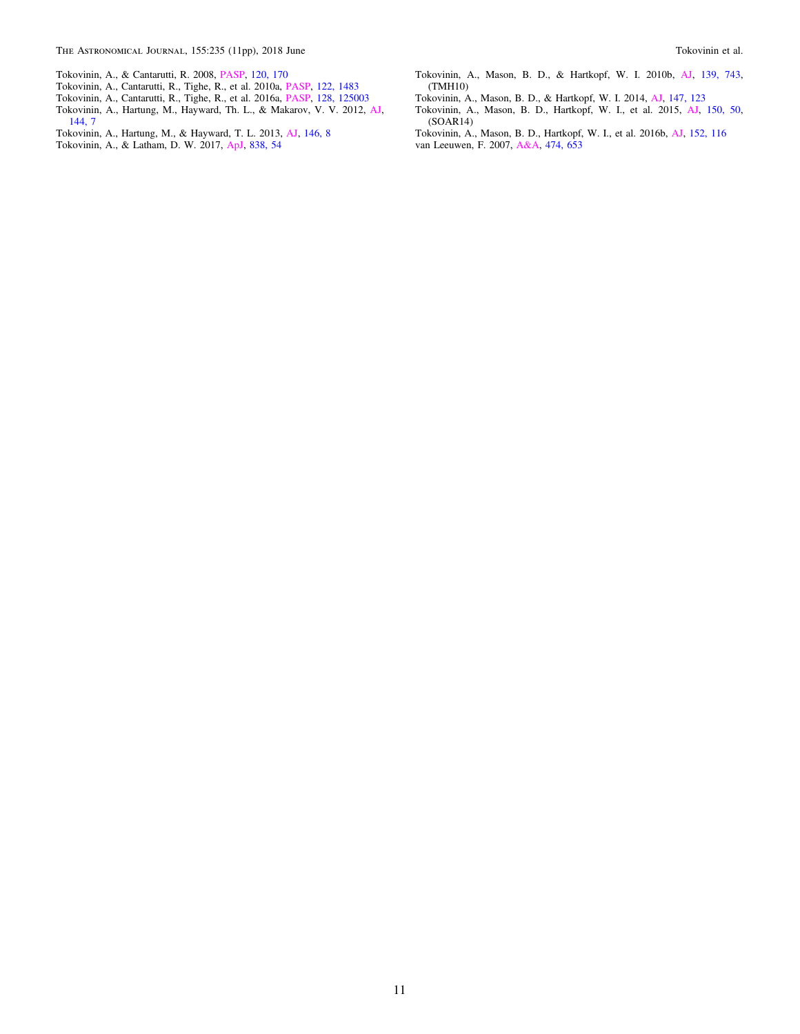Tokovinin, A., & Cantarutti, R. 2008, PASP, 120, 170

Tokovinin, A., Cantarutti, R., Tighe, R., et al. 2010a, PASP, 122, 1483

Tokovinin, A., Cantarutti, R., Tighe, R., et al. 2016a, PASP, 128, 125003

Tokovinin, A., Hartung, M., Hayward, Th. L., & Makarov, V. V. 2012, AJ, 144, 7

Tokovinin, A., Hartung, M., & Hayward, T. L. 2013, AJ, 146, 8

Tokovinin, A., & Latham, D. W. 2017, ApJ, 838, 54

Tokovinin, A., Mason, B. D., & Hartkopf, W. I. 2010b, AJ, 139, 743, (TMH10)

Tokovinin, A., Mason, B. D., & Hartkopf, W. I. 2014, AJ, 147, 123

Tokovinin, A., Mason, B. D., Hartkopf, W. I., et al. 2015, AJ, 150, 50, (SOAR14)

Tokovinin, A., Mason, B. D., Hartkopf, W. I., et al. 2016b, AJ, 152, 116

van Leeuwen, F. 2007, A&A, 474, 653